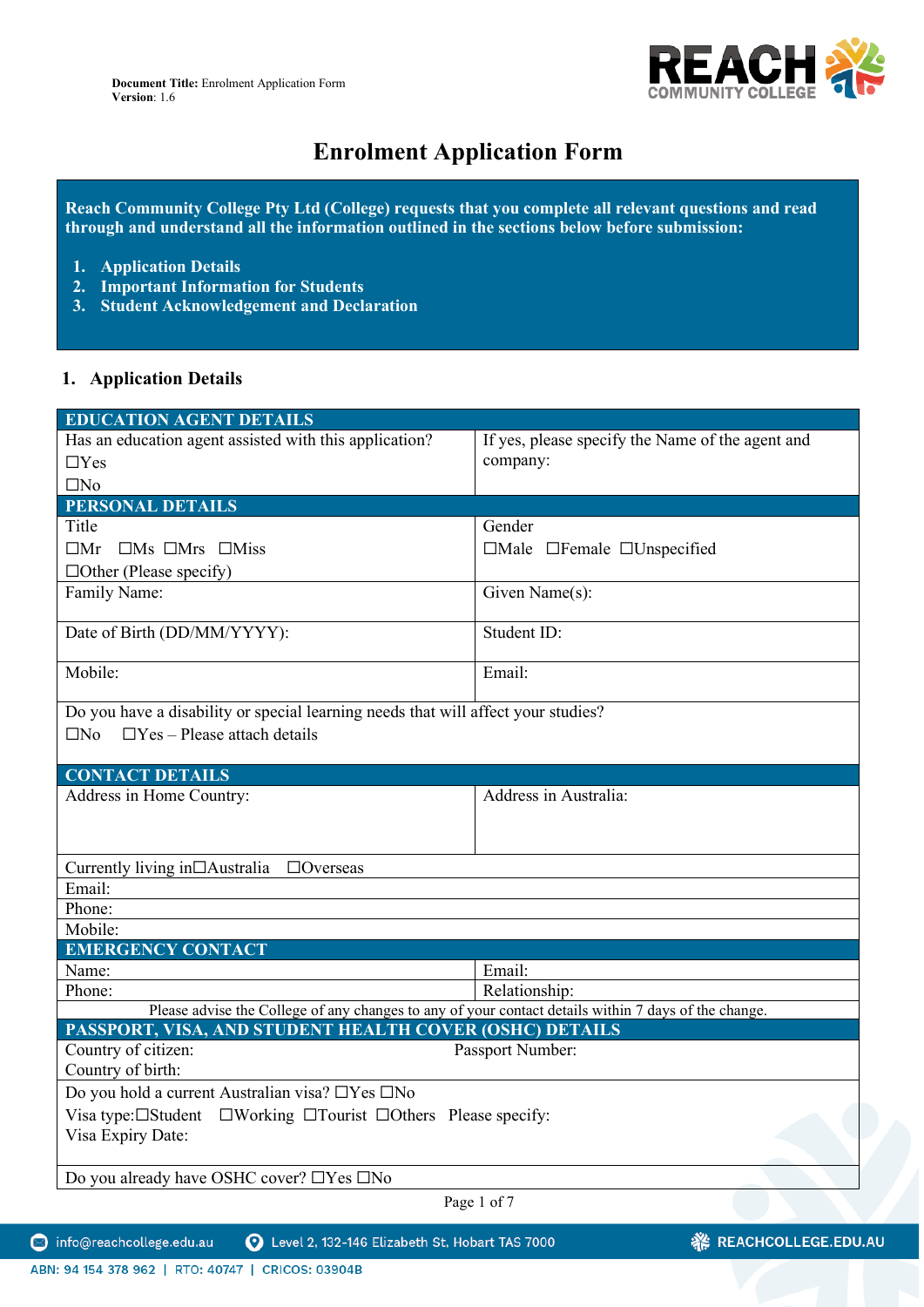**Document Title:** Enrolment Application Form
**Version**: 1.6

# Enrolment Application Form

**Reach Community College Pty Ltd (College) requests that you complete all relevant questions and read through and understand all the information outlined in the sections below before submission:**

1. **Application Details**
2. **Important Information for Students**
3. **Student Acknowledgement and Declaration**

## 1. Application Details

| EDUCATION AGENT DETAILS | |
|---|---|
| Has an education agent assisted with this application?<br>☐Yes<br>☐No | If yes, please specify the Name of the agent and company: |
| **PERSONAL DETAILS** | |
| Title<br>☐Mr ☐Ms ☐Mrs ☐Miss<br>☐Other (Please specify) | Gender<br>☐Male ☐Female ☐Unspecified |
| Family Name: | Given Name(s): |
| Date of Birth (DD/MM/YYYY): | Student ID: |
| Mobile: | Email: |
| Do you have a disability or special learning needs that will affect your studies?<br>☐No ☐Yes – Please attach details | |
| **CONTACT DETAILS** | |
| Address in Home Country: | Address in Australia: |
| Currently living in☐Australia ☐Overseas | |
| Email: | |
| Phone: | |
| Mobile: | |
| **EMERGENCY CONTACT** | |
| Name: | Email: |
| Phone: | Relationship: |
| Please advise the College of any changes to any of your contact details within 7 days of the change. | |
| **PASSPORT, VISA, AND STUDENT HEALTH COVER (OSHC) DETAILS** | |
| Country of citizen:<br>Country of birth: | Passport Number: |
| Do you hold a current Australian visa? ☐Yes ☐No<br>Visa type:☐Student ☐Working ☐Tourist ☐Others Please specify:<br>Visa Expiry Date: | |
| Do you already have OSHC cover? ☐Yes ☐No | |

info@reachcollege.edu.au | Level 2, 132-146 Elizabeth St, Hobart TAS 7000 | REACHCOLLEGE.EDU.AU

ABN: 94 154 378 962 | RTO: 40747 | CRICOS: 03904B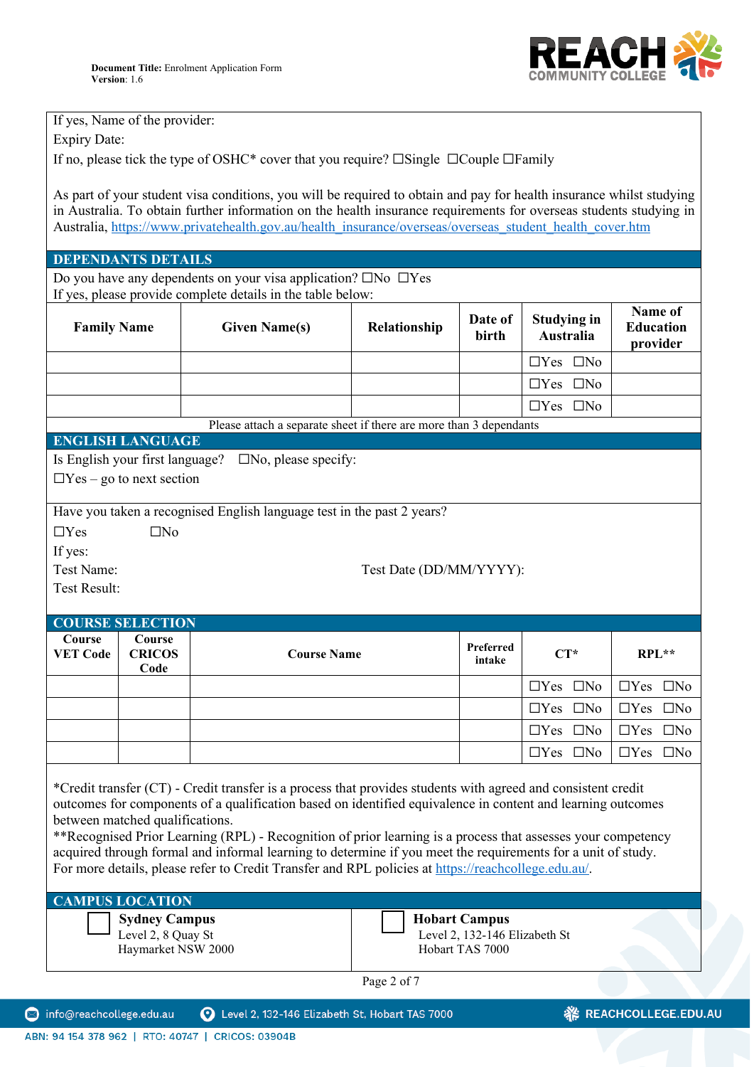If yes, Name of the provider:

Expiry Date:

If no, please tick the type of OSHC* cover that you require? ☐Single ☐Couple ☐Family

As part of your student visa conditions, you will be required to obtain and pay for health insurance whilst studying in Australia. To obtain further information on the health insurance requirements for overseas students studying in Australia, https://www.privatehealth.gov.au/health_insurance/overseas/overseas_student_health_cover.htm

## DEPENDANTS DETAILS

Do you have any dependents on your visa application? ☐No ☐Yes

If yes, please provide complete details in the table below:

| Family Name | Given Name(s) | Relationship | Date of birth | Studying in Australia | Name of Education provider |
|---|---|---|---|---|---|
| | | | | ☐Yes ☐No | |
| | | | | ☐Yes ☐No | |
| | | | | ☐Yes ☐No | |

Please attach a separate sheet if there are more than 3 dependants

## ENGLISH LANGUAGE

Is English your first language? ☐No, please specify:

☐Yes – go to next section

Have you taken a recognised English language test in the past 2 years?

☐Yes ☐No

If yes:

Test Name: Test Date (DD/MM/YYYY):

Test Result:

## COURSE SELECTION

| Course VET Code | Course CRICOS Code | Course Name | Preferred intake | CT* | RPL** |
|---|---|---|---|---|---|
| | | | | ☐Yes ☐No | ☐Yes ☐No |
| | | | | ☐Yes ☐No | ☐Yes ☐No |
| | | | | ☐Yes ☐No | ☐Yes ☐No |
| | | | | ☐Yes ☐No | ☐Yes ☐No |

*Credit transfer (CT) - Credit transfer is a process that provides students with agreed and consistent credit outcomes for components of a qualification based on identified equivalence in content and learning outcomes between matched qualifications.

**Recognised Prior Learning (RPL) - Recognition of prior learning is a process that assesses your competency acquired through formal and informal learning to determine if you meet the requirements for a unit of study. For more details, please refer to Credit Transfer and RPL policies at https://reachcollege.edu.au/.

## CAMPUS LOCATION

| ☐ **Sydney Campus**<br>Level 2, 8 Quay St<br>Haymarket NSW 2000 | ☐ **Hobart Campus**<br>Level 2, 132-146 Elizabeth St<br>Hobart TAS 7000 |
|---|---|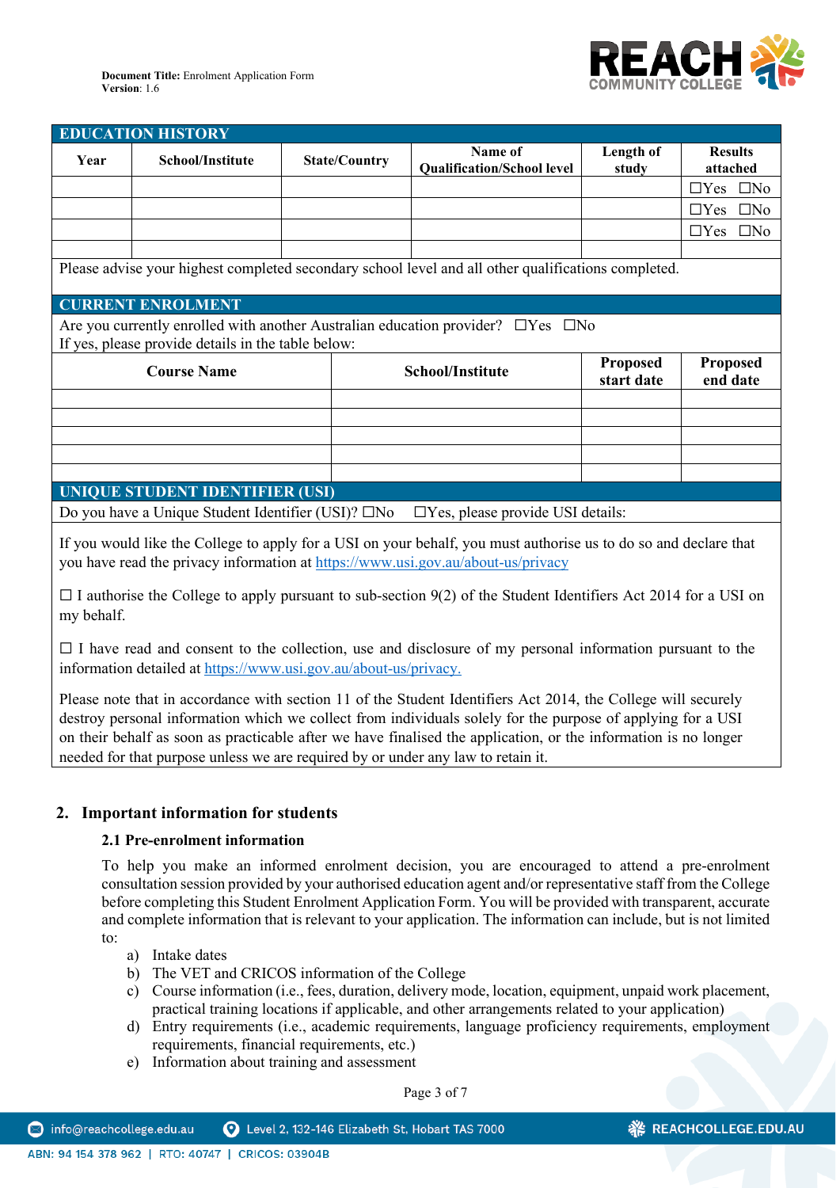### EDUCATION HISTORY

| Year | School/Institute | State/Country | Name of Qualification/School level | Length of study | Results attached |
|---|---|---|---|---|---|
| | | | | | ☐Yes ☐No |
| | | | | | ☐Yes ☐No |
| | | | | | ☐Yes ☐No |
| | | | | | |

Please advise your highest completed secondary school level and all other qualifications completed.

### CURRENT ENROLMENT

Are you currently enrolled with another Australian education provider? ☐Yes ☐No
If yes, please provide details in the table below:

| Course Name | School/Institute | Proposed start date | Proposed end date |
|---|---|---|---|
| | | | |
| | | | |
| | | | |
| | | | |
| | | | |

### UNIQUE STUDENT IDENTIFIER (USI)

Do you have a Unique Student Identifier (USI)? ☐No ☐Yes, please provide USI details:

If you would like the College to apply for a USI on your behalf, you must authorise us to do so and declare that you have read the privacy information at https://www.usi.gov.au/about-us/privacy

☐ I authorise the College to apply pursuant to sub-section 9(2) of the Student Identifiers Act 2014 for a USI on my behalf.

☐ I have read and consent to the collection, use and disclosure of my personal information pursuant to the information detailed at https://www.usi.gov.au/about-us/privacy.

Please note that in accordance with section 11 of the Student Identifiers Act 2014, the College will securely destroy personal information which we collect from individuals solely for the purpose of applying for a USI on their behalf as soon as practicable after we have finalised the application, or the information is no longer needed for that purpose unless we are required by or under any law to retain it.

## 2. Important information for students

### 2.1 Pre-enrolment information

To help you make an informed enrolment decision, you are encouraged to attend a pre-enrolment consultation session provided by your authorised education agent and/or representative staff from the College before completing this Student Enrolment Application Form. You will be provided with transparent, accurate and complete information that is relevant to your application. The information can include, but is not limited to:

a) Intake dates
b) The VET and CRICOS information of the College
c) Course information (i.e., fees, duration, delivery mode, location, equipment, unpaid work placement, practical training locations if applicable, and other arrangements related to your application)
d) Entry requirements (i.e., academic requirements, language proficiency requirements, employment requirements, financial requirements, etc.)
e) Information about training and assessment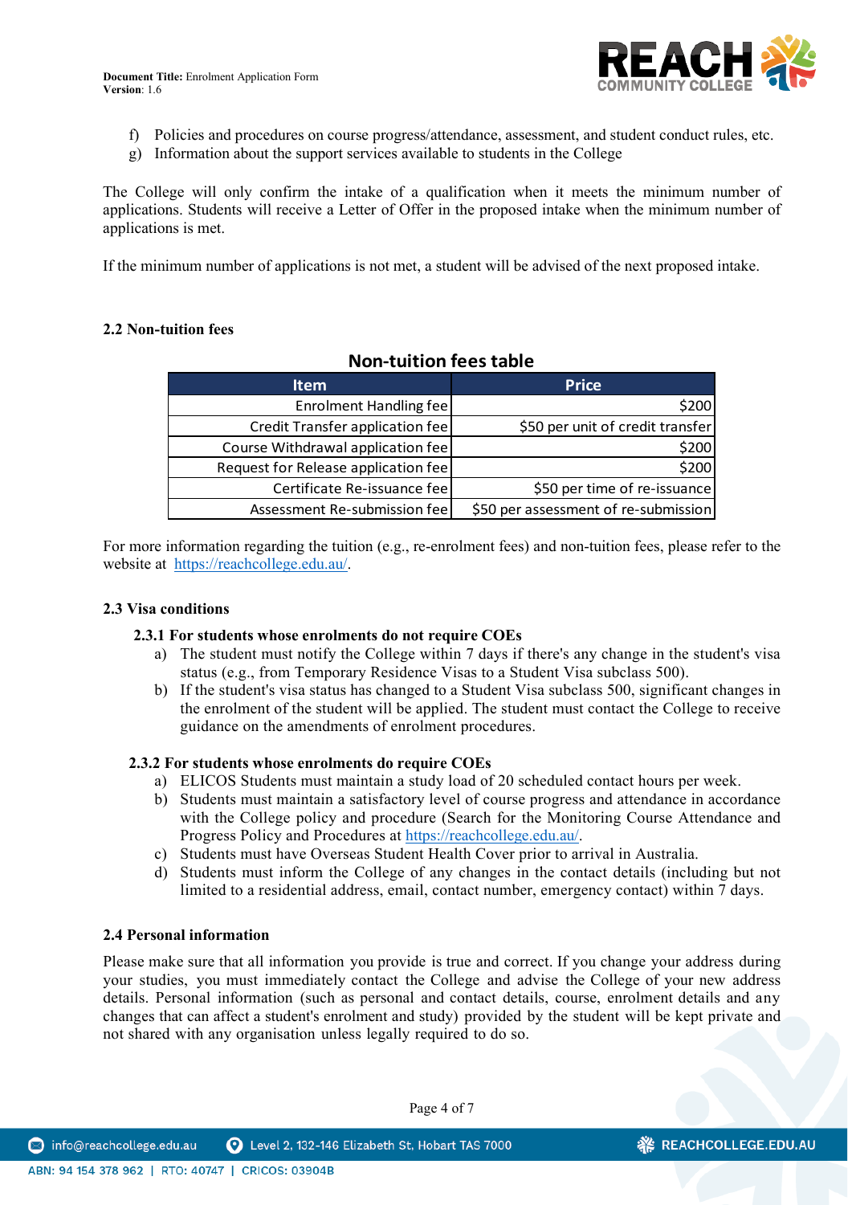f) Policies and procedures on course progress/attendance, assessment, and student conduct rules, etc.
g) Information about the support services available to students in the College

The College will only confirm the intake of a qualification when it meets the minimum number of applications. Students will receive a Letter of Offer in the proposed intake when the minimum number of applications is met.

If the minimum number of applications is not met, a student will be advised of the next proposed intake.

### 2.2 Non-tuition fees

**Non-tuition fees table**

| Item | Price |
|---:|---:|
| Enrolment Handling fee | $200 |
| Credit Transfer application fee | $50 per unit of credit transfer |
| Course Withdrawal application fee | $200 |
| Request for Release application fee | $200 |
| Certificate Re-issuance fee | $50 per time of re-issuance |
| Assessment Re-submission fee | $50 per assessment of re-submission |

For more information regarding the tuition (e.g., re-enrolment fees) and non-tuition fees, please refer to the website at https://reachcollege.edu.au/.

### 2.3 Visa conditions

#### 2.3.1 For students whose enrolments do not require COEs

a) The student must notify the College within 7 days if there's any change in the student's visa status (e.g., from Temporary Residence Visas to a Student Visa subclass 500).
b) If the student's visa status has changed to a Student Visa subclass 500, significant changes in the enrolment of the student will be applied. The student must contact the College to receive guidance on the amendments of enrolment procedures.

#### 2.3.2 For students whose enrolments do require COEs

a) ELICOS Students must maintain a study load of 20 scheduled contact hours per week.
b) Students must maintain a satisfactory level of course progress and attendance in accordance with the College policy and procedure (Search for the Monitoring Course Attendance and Progress Policy and Procedures at https://reachcollege.edu.au/.
c) Students must have Overseas Student Health Cover prior to arrival in Australia.
d) Students must inform the College of any changes in the contact details (including but not limited to a residential address, email, contact number, emergency contact) within 7 days.

### 2.4 Personal information

Please make sure that all information you provide is true and correct. If you change your address during your studies, you must immediately contact the College and advise the College of your new address details. Personal information (such as personal and contact details, course, enrolment details and any changes that can affect a student's enrolment and study) provided by the student will be kept private and not shared with any organisation unless legally required to do so.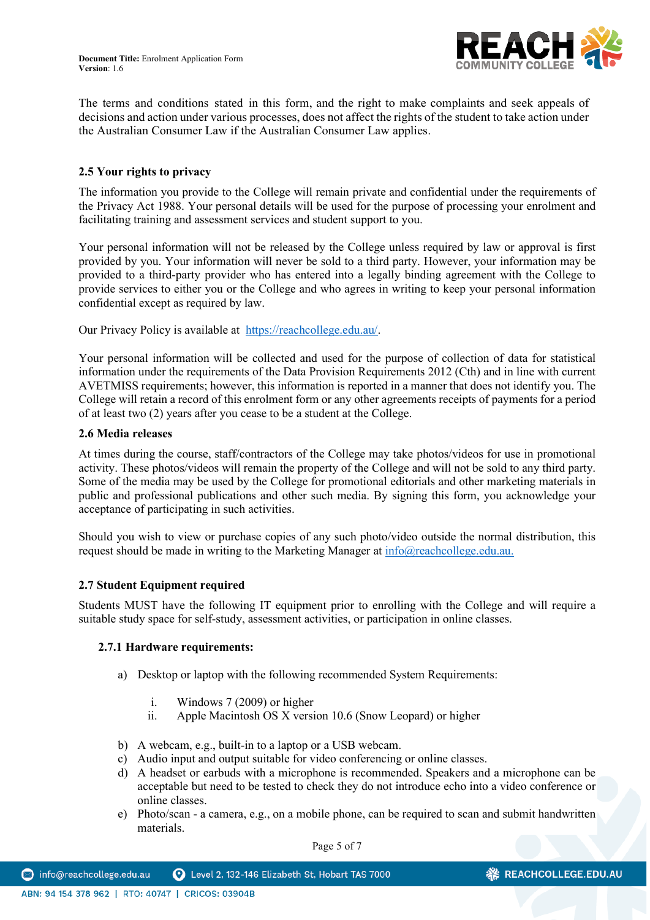The terms and conditions stated in this form, and the right to make complaints and seek appeals of decisions and action under various processes, does not affect the rights of the student to take action under the Australian Consumer Law if the Australian Consumer Law applies.

### 2.5 Your rights to privacy

The information you provide to the College will remain private and confidential under the requirements of the Privacy Act 1988. Your personal details will be used for the purpose of processing your enrolment and facilitating training and assessment services and student support to you.

Your personal information will not be released by the College unless required by law or approval is first provided by you. Your information will never be sold to a third party. However, your information may be provided to a third-party provider who has entered into a legally binding agreement with the College to provide services to either you or the College and who agrees in writing to keep your personal information confidential except as required by law.

Our Privacy Policy is available at https://reachcollege.edu.au/.

Your personal information will be collected and used for the purpose of collection of data for statistical information under the requirements of the Data Provision Requirements 2012 (Cth) and in line with current AVETMISS requirements; however, this information is reported in a manner that does not identify you. The College will retain a record of this enrolment form or any other agreements receipts of payments for a period of at least two (2) years after you cease to be a student at the College.

### 2.6 Media releases

At times during the course, staff/contractors of the College may take photos/videos for use in promotional activity. These photos/videos will remain the property of the College and will never be sold to any third party. Some of the media may be used by the College for promotional editorials and other marketing materials in public and professional publications and other such media. By signing this form, you acknowledge your acceptance of participating in such activities.

Should you wish to view or purchase copies of any such photo/video outside the normal distribution, this request should be made in writing to the Marketing Manager at info@reachcollege.edu.au.

### 2.7 Student Equipment required

Students MUST have the following IT equipment prior to enrolling with the College and will require a suitable study space for self-study, assessment activities, or participation in online classes.

#### 2.7.1 Hardware requirements:

a) Desktop or laptop with the following recommended System Requirements:

   i. Windows 7 (2009) or higher
   ii. Apple Macintosh OS X version 10.6 (Snow Leopard) or higher

b) A webcam, e.g., built-in to a laptop or a USB webcam.
c) Audio input and output suitable for video conferencing or online classes.
d) A headset or earbuds with a microphone is recommended. Speakers and a microphone can be acceptable but need to be tested to check they do not introduce echo into a video conference or online classes.
e) Photo/scan - a camera, e.g., on a mobile phone, can be required to scan and submit handwritten materials.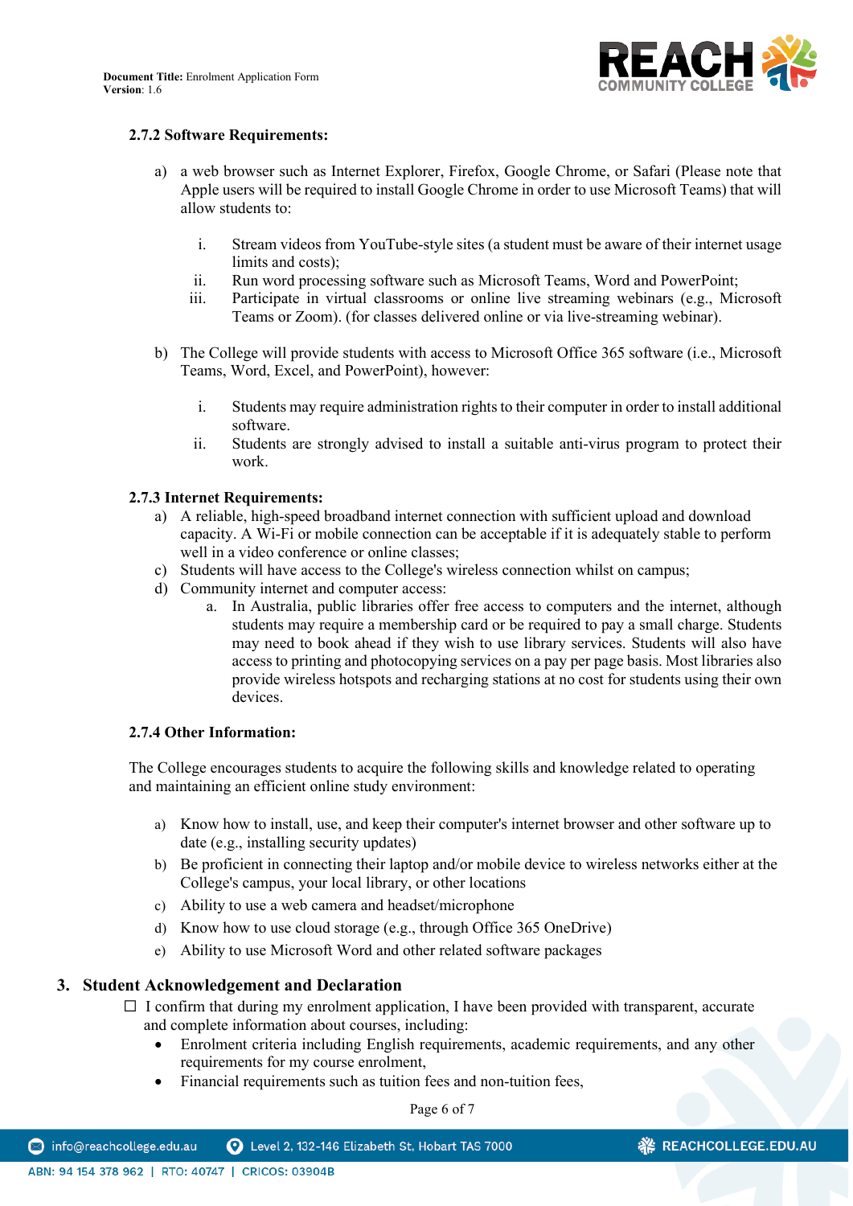#### 2.7.2 Software Requirements:

a) a web browser such as Internet Explorer, Firefox, Google Chrome, or Safari (Please note that Apple users will be required to install Google Chrome in order to use Microsoft Teams) that will allow students to:

   i. Stream videos from YouTube-style sites (a student must be aware of their internet usage limits and costs);
   ii. Run word processing software such as Microsoft Teams, Word and PowerPoint;
   iii. Participate in virtual classrooms or online live streaming webinars (e.g., Microsoft Teams or Zoom). (for classes delivered online or via live-streaming webinar).

b) The College will provide students with access to Microsoft Office 365 software (i.e., Microsoft Teams, Word, Excel, and PowerPoint), however:

   i. Students may require administration rights to their computer in order to install additional software.
   ii. Students are strongly advised to install a suitable anti-virus program to protect their work.

#### 2.7.3 Internet Requirements:

a) A reliable, high-speed broadband internet connection with sufficient upload and download capacity. A Wi-Fi or mobile connection can be acceptable if it is adequately stable to perform well in a video conference or online classes;

c) Students will have access to the College's wireless connection whilst on campus;

d) Community internet and computer access:

   a. In Australia, public libraries offer free access to computers and the internet, although students may require a membership card or be required to pay a small charge. Students may need to book ahead if they wish to use library services. Students will also have access to printing and photocopying services on a pay per page basis. Most libraries also provide wireless hotspots and recharging stations at no cost for students using their own devices.

#### 2.7.4 Other Information:

The College encourages students to acquire the following skills and knowledge related to operating and maintaining an efficient online study environment:

a) Know how to install, use, and keep their computer's internet browser and other software up to date (e.g., installing security updates)

b) Be proficient in connecting their laptop and/or mobile device to wireless networks either at the College's campus, your local library, or other locations

c) Ability to use a web camera and headset/microphone

d) Know how to use cloud storage (e.g., through Office 365 OneDrive)

e) Ability to use Microsoft Word and other related software packages

## 3. Student Acknowledgement and Declaration

☐ I confirm that during my enrolment application, I have been provided with transparent, accurate and complete information about courses, including:

- Enrolment criteria including English requirements, academic requirements, and any other requirements for my course enrolment,
- Financial requirements such as tuition fees and non-tuition fees,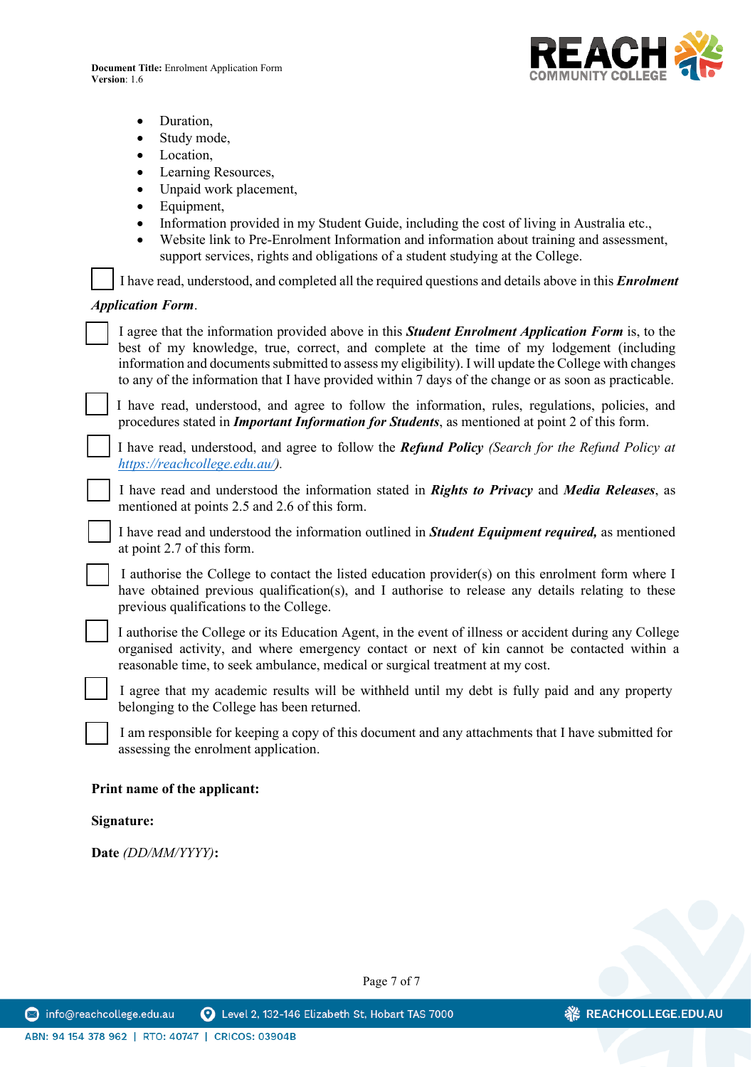- Duration,
- Study mode,
- Location,
- Learning Resources,
- Unpaid work placement,
- Equipment,
- Information provided in my Student Guide, including the cost of living in Australia etc.,
- Website link to Pre-Enrolment Information and information about training and assessment, support services, rights and obligations of a student studying at the College.

☐ I have read, understood, and completed all the required questions and details above in this ***Enrolment Application Form***.

☐ I agree that the information provided above in this ***Student Enrolment Application Form*** is, to the best of my knowledge, true, correct, and complete at the time of my lodgement (including information and documents submitted to assess my eligibility). I will update the College with changes to any of the information that I have provided within 7 days of the change or as soon as practicable.

☐ I have read, understood, and agree to follow the information, rules, regulations, policies, and procedures stated in ***Important Information for Students***, as mentioned at point 2 of this form.

☐ I have read, understood, and agree to follow the ***Refund Policy*** *(Search for the Refund Policy at https://reachcollege.edu.au/)*.

☐ I have read and understood the information stated in ***Rights to Privacy*** and ***Media Releases***, as mentioned at points 2.5 and 2.6 of this form.

☐ I have read and understood the information outlined in ***Student Equipment required,*** as mentioned at point 2.7 of this form.

☐ I authorise the College to contact the listed education provider(s) on this enrolment form where I have obtained previous qualification(s), and I authorise to release any details relating to these previous qualifications to the College.

☐ I authorise the College or its Education Agent, in the event of illness or accident during any College organised activity, and where emergency contact or next of kin cannot be contacted within a reasonable time, to seek ambulance, medical or surgical treatment at my cost.

☐ I agree that my academic results will be withheld until my debt is fully paid and any property belonging to the College has been returned.

☐ I am responsible for keeping a copy of this document and any attachments that I have submitted for assessing the enrolment application.

**Print name of the applicant:**

**Signature:**

**Date** *(DD/MM/YYYY)***:**